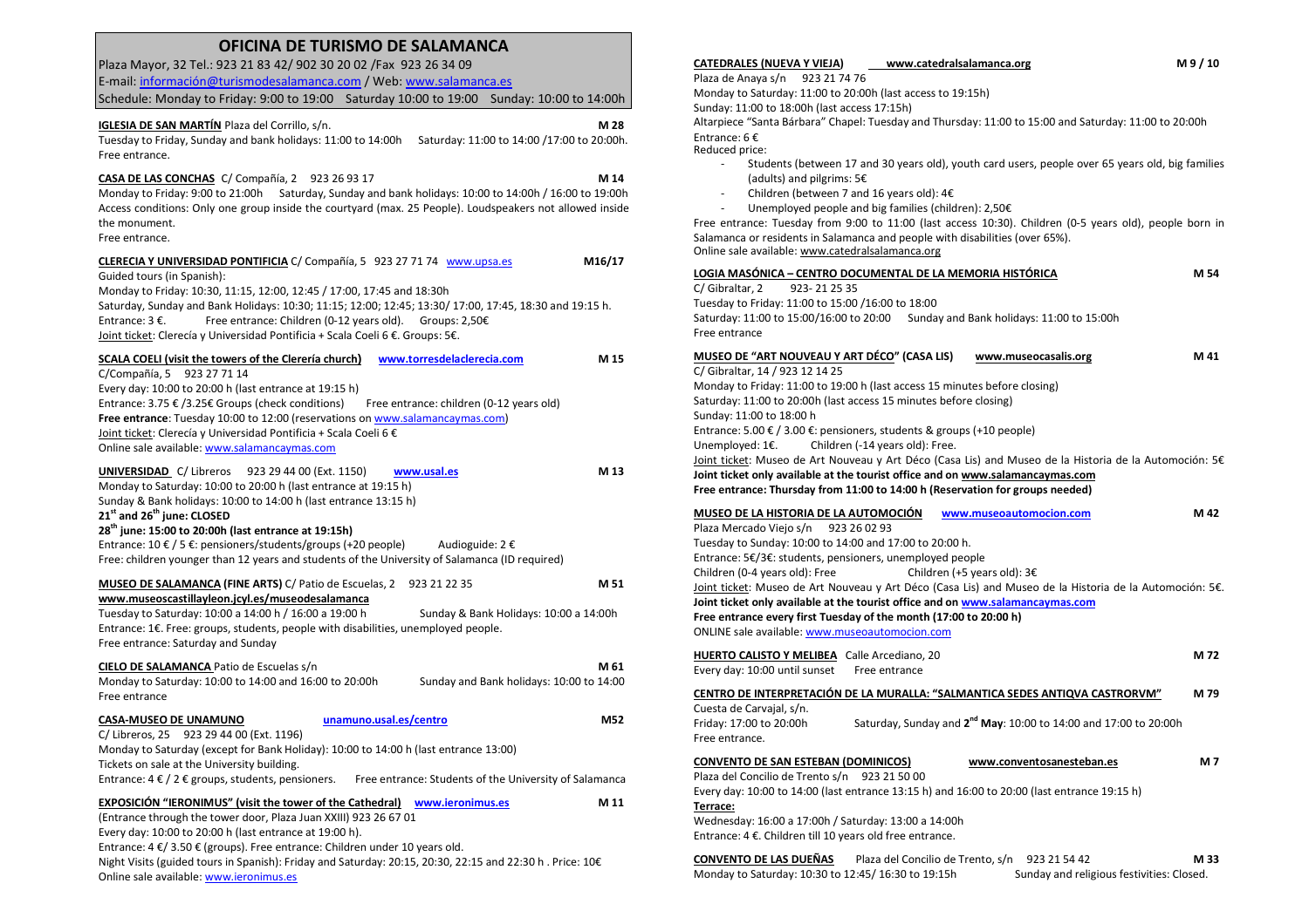# OFICINA DE TURISMO DE SALAMANCA

Plaza Mayor, 32 Tel.: 923 21 83 42/ 902 30 20 02 /Fax 923 26 34 09
E-mail: información@turismodesalamanca.com / Web: www.salamanca.es
Schedule: Monday to Friday: 9:00 to 19:00 Saturday 10:00 to 19:00 Sunday: 10:00 to 14:00h

**IGLESIA DE SAN MARTÍN** Plaza del Corrillo, s/n. **M 28**
Tuesday to Friday, Sunday and bank holidays: 11:00 to 14:00h Saturday: 11:00 to 14:00 /17:00 to 20:00h.
Free entrance.

**CASA DE LAS CONCHAS** C/ Compañía, 2 923 26 93 17 **M 14**
Monday to Friday: 9:00 to 21:00h Saturday, Sunday and bank holidays: 10:00 to 14:00h / 16:00 to 19:00h
Access conditions: Only one group inside the courtyard (max. 25 People). Loudspeakers not allowed inside the monument.
Free entrance.

**CLERECIA Y UNIVERSIDAD PONTIFICIA** C/ Compañía, 5 923 27 71 74 www.upsa.es **M16/17**
Guided tours (in Spanish):
Monday to Friday: 10:30, 11:15, 12:00, 12:45 / 17:00, 17:45 and 18:30h
Saturday, Sunday and Bank Holidays: 10:30; 11:15; 12:00; 12:45; 13:30/ 17:00, 17:45, 18:30 and 19:15 h.
Entrance: 3 €. Free entrance: Children (0-12 years old). Groups: 2,50€
Joint ticket: Clerecía y Universidad Pontificia + Scala Coeli 6 €. Groups: 5€.

**SCALA COELI (visit the towers of the Clerería church)** www.torresdelaclerecia.com **M 15**
C/Compañía, 5 923 27 71 14
Every day: 10:00 to 20:00 h (last entrance at 19:15 h)
Entrance: 3.75 € /3.25€ Groups (check conditions) Free entrance: children (0-12 years old)
**Free entrance**: Tuesday 10:00 to 12:00 (reservations on www.salamancaymas.com)
Joint ticket: Clerecía y Universidad Pontificia + Scala Coeli 6 €
Online sale available: www.salamancaymas.com

**UNIVERSIDAD** C/ Libreros 923 29 44 00 (Ext. 1150) www.usal.es **M 13**
Monday to Saturday: 10:00 to 20:00 h (last entrance at 19:15 h)
Sunday & Bank holidays: 10:00 to 14:00 h (last entrance 13:15 h)
**21st and 26th june: CLOSED**
**28th june: 15:00 to 20:00h (last entrance at 19:15h)**
Entrance: 10 € / 5 €: pensioners/students/groups (+20 people) Audioguide: 2 €
Free: children younger than 12 years and students of the University of Salamanca (ID required)

**MUSEO DE SALAMANCA (FINE ARTS)** C/ Patio de Escuelas, 2 923 21 22 35 **M 51**
**www.museoscastillayleon.jcyl.es/museodesalamanca**
Tuesday to Saturday: 10:00 a 14:00 h / 16:00 a 19:00 h Sunday & Bank Holidays: 10:00 a 14:00h
Entrance: 1€. Free: groups, students, people with disabilities, unemployed people.
Free entrance: Saturday and Sunday

**CIELO DE SALAMANCA** Patio de Escuelas s/n **M 61**
Monday to Saturday: 10:00 to 14:00 and 16:00 to 20:00h Sunday and Bank holidays: 10:00 to 14:00
Free entrance

**CASA-MUSEO DE UNAMUNO** unamuno.usal.es/centro **M52**
C/ Libreros, 25 923 29 44 00 (Ext. 1196)
Monday to Saturday (except for Bank Holiday): 10:00 to 14:00 h (last entrance 13:00)
Tickets on sale at the University building.
Entrance: 4 € / 2 € groups, students, pensioners. Free entrance: Students of the University of Salamanca

**EXPOSICIÓN "IERONIMUS" (visit the tower of the Cathedral)** www.ieronimus.es **M 11**
(Entrance through the tower door, Plaza Juan XXIII) 923 26 67 01
Every day: 10:00 to 20:00 h (last entrance at 19:00 h).
Entrance: 4 €/ 3.50 € (groups). Free entrance: Children under 10 years old.
Night Visits (guided tours in Spanish): Friday and Saturday: 20:15, 20:30, 22:15 and 22:30 h . Price: 10€
Online sale available: www.ieronimus.es

**CATEDRALES (NUEVA Y VIEJA)** www.catedralsalamanca.org **M 9 / 10**
Plaza de Anaya s/n 923 21 74 76
Monday to Saturday: 11:00 to 20:00h (last access to 19:15h)
Sunday: 11:00 to 18:00h (last access 17:15h)
Altarpiece "Santa Bárbara" Chapel: Tuesday and Thursday: 11:00 to 15:00 and Saturday: 11:00 to 20:00h
Entrance: 6 €
Reduced price:
- Students (between 17 and 30 years old), youth card users, people over 65 years old, big families (adults) and pilgrims: 5€
- Children (between 7 and 16 years old): 4€
- Unemployed people and big families (children): 2,50€

Free entrance: Tuesday from 9:00 to 11:00 (last access 10:30). Children (0-5 years old), people born in Salamanca or residents in Salamanca and people with disabilities (over 65%).
Online sale available: www.catedralsalamanca.org

**LOGIA MASÓNICA – CENTRO DOCUMENTAL DE LA MEMORIA HISTÓRICA** **M 54**
C/ Gibraltar, 2 923- 21 25 35
Tuesday to Friday: 11:00 to 15:00 /16:00 to 18:00
Saturday: 11:00 to 15:00/16:00 to 20:00 Sunday and Bank holidays: 11:00 to 15:00h
Free entrance

**MUSEO DE "ART NOUVEAU Y ART DÉCO" (CASA LIS)** www.museocasalis.org **M 41**
C/ Gibraltar, 14 / 923 12 14 25
Monday to Friday: 11:00 to 19:00 h (last access 15 minutes before closing)
Saturday: 11:00 to 20:00h (last access 15 minutes before closing)
Sunday: 11:00 to 18:00 h
Entrance: 5.00 € / 3.00 €: pensioners, students & groups (+10 people)
Unemployed: 1€. Children (-14 years old): Free.
Joint ticket: Museo de Art Nouveau y Art Déco (Casa Lis) and Museo de la Historia de la Automoción: 5€
**Joint ticket only available at the tourist office and on www.salamancaymas.com**
**Free entrance: Thursday from 11:00 to 14:00 h (Reservation for groups needed)**

**MUSEO DE LA HISTORIA DE LA AUTOMOCIÓN** www.museoautomocion.com **M 42**
Plaza Mercado Viejo s/n 923 26 02 93
Tuesday to Sunday: 10:00 to 14:00 and 17:00 to 20:00 h.
Entrance: 5€/3€: students, pensioners, unemployed people
Children (0-4 years old): Free Children (+5 years old): 3€
Joint ticket: Museo de Art Nouveau y Art Déco (Casa Lis) and Museo de la Historia de la Automoción: 5€.
**Joint ticket only available at the tourist office and on www.salamancaymas.com**
**Free entrance every first Tuesday of the month (17:00 to 20:00 h)**
ONLINE sale available: www.museoautomocion.com

**HUERTO CALISTO Y MELIBEA** Calle Arcediano, 20 **M 72**
Every day: 10:00 until sunset Free entrance

**CENTRO DE INTERPRETACIÓN DE LA MURALLA: "SALMANTICA SEDES ANTIQVA CASTRORVM"** **M 79**
Cuesta de Carvajal, s/n.
Friday: 17:00 to 20:00h Saturday, Sunday and **2nd May**: 10:00 to 14:00 and 17:00 to 20:00h
Free entrance.

**CONVENTO DE SAN ESTEBAN (DOMINICOS)** www.conventosanesteban.es **M 7**
Plaza del Concilio de Trento s/n 923 21 50 00
Every day: 10:00 to 14:00 (last entrance 13:15 h) and 16:00 to 20:00 (last entrance 19:15 h)
**Terrace:**
Wednesday: 16:00 a 17:00h / Saturday: 13:00 a 14:00h
Entrance: 4 €. Children till 10 years old free entrance.

**CONVENTO DE LAS DUEÑAS** Plaza del Concilio de Trento, s/n 923 21 54 42 **M 33**
Monday to Saturday: 10:30 to 12:45/ 16:30 to 19:15h Sunday and religious festivities: Closed.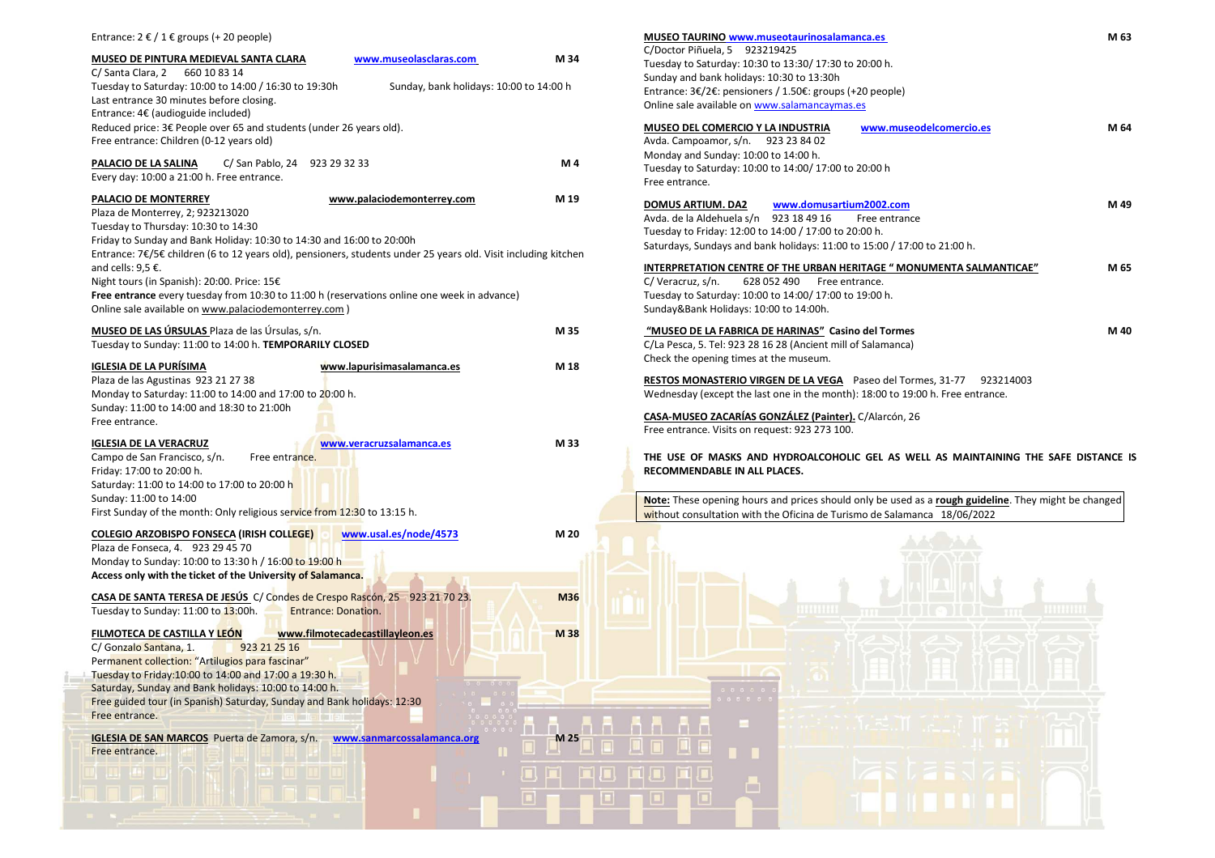Entrance: 2 € / 1 € groups (+ 20 people)

**MUSEO DE PINTURA MEDIEVAL SANTA CLARA** www.museolasclaras.com M 34
C/ Santa Clara, 2 660 10 83 14
Tuesday to Saturday: 10:00 to 14:00 / 16:30 to 19:30h Sunday, bank holidays: 10:00 to 14:00 h
Last entrance 30 minutes before closing.
Entrance: 4€ (audioguide included)
Reduced price: 3€ People over 65 and students (under 26 years old).
Free entrance: Children (0-12 years old)

**PALACIO DE LA SALINA** C/ San Pablo, 24 923 29 32 33 M 4
Every day: 10:00 a 21:00 h. Free entrance.

**PALACIO DE MONTERREY** www.palaciodemonterrey.com M 19
Plaza de Monterrey, 2; 923213020
Tuesday to Thursday: 10:30 to 14:30
Friday to Sunday and Bank Holiday: 10:30 to 14:30 and 16:00 to 20:00h
Entrance: 7€/5€ children (6 to 12 years old), pensioners, students under 25 years old. Visit including kitchen and cells: 9,5 €.
Night tours (in Spanish): 20:00. Price: 15€
**Free entrance** every tuesday from 10:30 to 11:00 h (reservations online one week in advance)
Online sale available on www.palaciodemonterrey.com )

**MUSEO DE LAS ÚRSULAS** Plaza de las Úrsulas, s/n. M 35
Tuesday to Sunday: 11:00 to 14:00 h. **TEMPORARILY CLOSED**

**IGLESIA DE LA PURÍSIMA** www.lapurisimasalamanca.es M 18
Plaza de las Agustinas 923 21 27 38
Monday to Saturday: 11:00 to 14:00 and 17:00 to 20:00 h.
Sunday: 11:00 to 14:00 and 18:30 to 21:00h
Free entrance.

**IGLESIA DE LA VERACRUZ** www.veracruzsalamanca.es M 33
Campo de San Francisco, s/n. Free entrance.
Friday: 17:00 to 20:00 h.
Saturday: 11:00 to 14:00 and 17:00 to 20:00 h
Sunday: 11:00 to 14:00
First Sunday of the month: Only religious service from 12:30 to 13:15 h.

**COLEGIO ARZOBISPO FONSECA (IRISH COLLEGE)** www.usal.es/node/4573 M 20
Plaza de Fonseca, 4. 923 29 45 70
Monday to Sunday: 10:00 to 13:30 h / 16:00 to 19:00 h
**Access only with the ticket of the University of Salamanca.**

**CASA DE SANTA TERESA DE JESÚS** C/ Condes de Crespo Rascón, 25 923 21 70 23. M36
Tuesday to Sunday: 11:00 to 13:00h. Entrance: Donation.

**FILMOTECA DE CASTILLA Y LEÓN** www.filmotecadecastillayleon.es M 38
C/ Gonzalo Santana, 1. 923 21 25 16
Permanent collection: "Artilugios para fascinar"
Tuesday to Friday:10:00 to 14:00 and 17:00 a 19:30 h.
Saturday, Sunday and Bank holidays: 10:00 to 14:00 h.
Free guided tour (in Spanish) Saturday, Sunday and Bank holidays: 12:30
Free entrance.

**IGLESIA DE SAN MARCOS** Puerta de Zamora, s/n. www.sanmarcossalamanca.org M 25
Free entrance.

**MUSEO TAURINO** www.museotaurinosalamanca.es M 63
C/Doctor Piñuela, 5 923219425
Tuesday to Saturday: 10:30 to 13:30/ 17:30 to 20:00 h.
Sunday and bank holidays: 10:30 to 13:30h
Entrance: 3€/2€: pensioners / 1.50€: groups (+20 people)
Online sale available on www.salamancaymas.es

**MUSEO DEL COMERCIO Y LA INDUSTRIA** www.museodelcomercio.es M 64
Avda. Campoamor, s/n. 923 23 84 02
Monday and Sunday: 10:00 to 14:00 h.
Tuesday to Saturday: 10:00 to 14:00/ 17:00 to 20:00 h
Free entrance.

**DOMUS ARTIUM. DA2** www.domusartium2002.com M 49
Avda. de la Aldehuela s/n 923 18 49 16 Free entrance
Tuesday to Friday: 12:00 to 14:00 / 17:00 to 20:00 h.
Saturdays, Sundays and bank holidays: 11:00 to 15:00 / 17:00 to 21:00 h.

**INTERPRETATION CENTRE OF THE URBAN HERITAGE " MONUMENTA SALMANTICAE"** M 65
C/ Veracruz, s/n. 628 052 490 Free entrance.
Tuesday to Saturday: 10:00 to 14:00/ 17:00 to 19:00 h.
Sunday&Bank Holidays: 10:00 to 14:00h.

**"MUSEO DE LA FABRICA DE HARINAS" Casino del Tormes** M 40
C/La Pesca, 5. Tel: 923 28 16 28 (Ancient mill of Salamanca)
Check the opening times at the museum.

**RESTOS MONASTERIO VIRGEN DE LA VEGA** Paseo del Tormes, 31-77 923214003
Wednesday (except the last one in the month): 18:00 to 19:00 h. Free entrance.

**CASA-MUSEO ZACARÍAS GONZÁLEZ (Painter).** C/Alarcón, 26
Free entrance. Visits on request: 923 273 100.

**THE USE OF MASKS AND HYDROALCOHOLIC GEL AS WELL AS MAINTAINING THE SAFE DISTANCE IS RECOMMENDABLE IN ALL PLACES.**

**Note:** These opening hours and prices should only be used as a **rough guideline**. They might be changed without consultation with the Oficina de Turismo de Salamanca 18/06/2022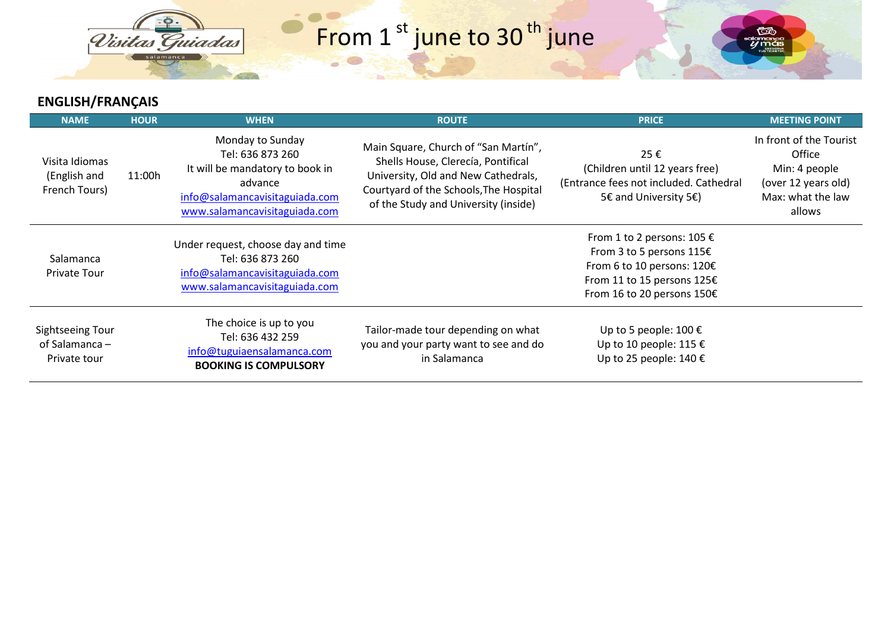# From 1 st june to 30 th june

## ENGLISH/FRANÇAIS

| NAME | HOUR | WHEN | ROUTE | PRICE | MEETING POINT |
|---|---|---|---|---|---|
| Visita Idiomas (English and French Tours) | 11:00h | Monday to Sunday<br>Tel: 636 873 260<br>It will be mandatory to book in advance<br>info@salamancavisitaguiada.com<br>www.salamancavisitaguiada.com | Main Square, Church of "San Martín", Shells House, Clerecía, Pontifical University, Old and New Cathedrals, Courtyard of the Schools,The Hospital of the Study and University (inside) | 25 €<br>(Children until 12 years free)<br>(Entrance fees not included. Cathedral 5€ and University 5€) | In front of the Tourist Office<br>Min: 4 people (over 12 years old)<br>Max: what the law allows |
| Salamanca Private Tour | | Under request, choose day and time<br>Tel: 636 873 260<br>info@salamancavisitaguiada.com<br>www.salamancavisitaguiada.com | | From 1 to 2 persons: 105 €<br>From 3 to 5 persons 115€<br>From 6 to 10 persons: 120€<br>From 11 to 15 persons 125€<br>From 16 to 20 persons 150€ | |
| Sightseeing Tour of Salamanca – Private tour | | The choice is up to you<br>Tel: 636 432 259<br>info@tuguiaensalamanca.com<br>**BOOKING IS COMPULSORY** | Tailor-made tour depending on what you and your party want to see and do in Salamanca | Up to 5 people: 100 €<br>Up to 10 people: 115 €<br>Up to 25 people: 140 € | |